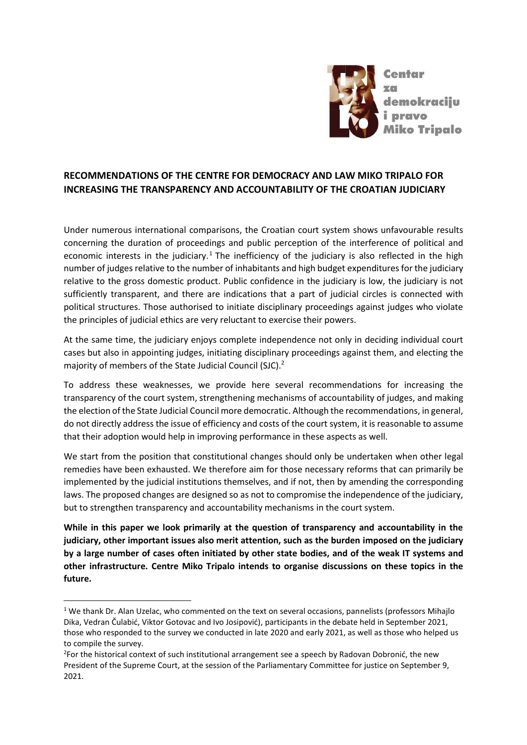Centar za demokraciju i pravo Miko Tripalo

## RECOMMENDATIONS OF THE CENTRE FOR DEMOCRACY AND LAW MIKO TRIPALO FOR INCREASING THE TRANSPARENCY AND ACCOUNTABILITY OF THE CROATIAN JUDICIARY

Under numerous international comparisons, the Croatian court system shows unfavourable results concerning the duration of proceedings and public perception of the interference of political and economic interests in the judiciary.[1] The inefficiency of the judiciary is also reflected in the high number of judges relative to the number of inhabitants and high budget expenditures for the judiciary relative to the gross domestic product. Public confidence in the judiciary is low, the judiciary is not sufficiently transparent, and there are indications that a part of judicial circles is connected with political structures. Those authorised to initiate disciplinary proceedings against judges who violate the principles of judicial ethics are very reluctant to exercise their powers.

At the same time, the judiciary enjoys complete independence not only in deciding individual court cases but also in appointing judges, initiating disciplinary proceedings against them, and electing the majority of members of the State Judicial Council (SJC).[2]

To address these weaknesses, we provide here several recommendations for increasing the transparency of the court system, strengthening mechanisms of accountability of judges, and making the election of the State Judicial Council more democratic. Although the recommendations, in general, do not directly address the issue of efficiency and costs of the court system, it is reasonable to assume that their adoption would help in improving performance in these aspects as well.

We start from the position that constitutional changes should only be undertaken when other legal remedies have been exhausted. We therefore aim for those necessary reforms that can primarily be implemented by the judicial institutions themselves, and if not, then by amending the corresponding laws. The proposed changes are designed so as not to compromise the independence of the judiciary, but to strengthen transparency and accountability mechanisms in the court system.

**While in this paper we look primarily at the question of transparency and accountability in the judiciary, other important issues also merit attention, such as the burden imposed on the judiciary by a large number of cases often initiated by other state bodies, and of the weak IT systems and other infrastructure. Centre Miko Tripalo intends to organise discussions on these topics in the future.**

---

[1] We thank Dr. Alan Uzelac, who commented on the text on several occasions, pannelists (professors Mihajlo Dika, Vedran Čulabić, Viktor Gotovac and Ivo Josipović), participants in the debate held in September 2021, those who responded to the survey we conducted in late 2020 and early 2021, as well as those who helped us to compile the survey.

[2] For the historical context of such institutional arrangement see a speech by Radovan Dobronić, the new President of the Supreme Court, at the session of the Parliamentary Committee for justice on September 9, 2021.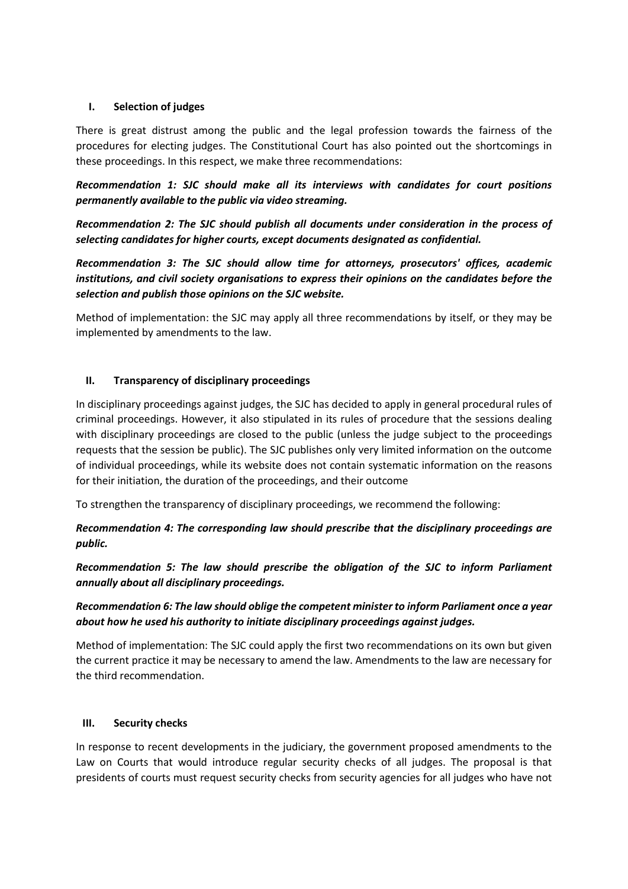## I. Selection of judges

There is great distrust among the public and the legal profession towards the fairness of the procedures for electing judges. The Constitutional Court has also pointed out the shortcomings in these proceedings. In this respect, we make three recommendations:

***Recommendation 1: SJC should make all its interviews with candidates for court positions permanently available to the public via video streaming.***

***Recommendation 2: The SJC should publish all documents under consideration in the process of selecting candidates for higher courts, except documents designated as confidential.***

***Recommendation 3: The SJC should allow time for attorneys, prosecutors' offices, academic institutions, and civil society organisations to express their opinions on the candidates before the selection and publish those opinions on the SJC website.***

Method of implementation: the SJC may apply all three recommendations by itself, or they may be implemented by amendments to the law.

## II. Transparency of disciplinary proceedings

In disciplinary proceedings against judges, the SJC has decided to apply in general procedural rules of criminal proceedings. However, it also stipulated in its rules of procedure that the sessions dealing with disciplinary proceedings are closed to the public (unless the judge subject to the proceedings requests that the session be public). The SJC publishes only very limited information on the outcome of individual proceedings, while its website does not contain systematic information on the reasons for their initiation, the duration of the proceedings, and their outcome

To strengthen the transparency of disciplinary proceedings, we recommend the following:

***Recommendation 4: The corresponding law should prescribe that the disciplinary proceedings are public.***

***Recommendation 5: The law should prescribe the obligation of the SJC to inform Parliament annually about all disciplinary proceedings.***

***Recommendation 6: The law should oblige the competent minister to inform Parliament once a year about how he used his authority to initiate disciplinary proceedings against judges.***

Method of implementation: The SJC could apply the first two recommendations on its own but given the current practice it may be necessary to amend the law. Amendments to the law are necessary for the third recommendation.

## III. Security checks

In response to recent developments in the judiciary, the government proposed amendments to the Law on Courts that would introduce regular security checks of all judges. The proposal is that presidents of courts must request security checks from security agencies for all judges who have not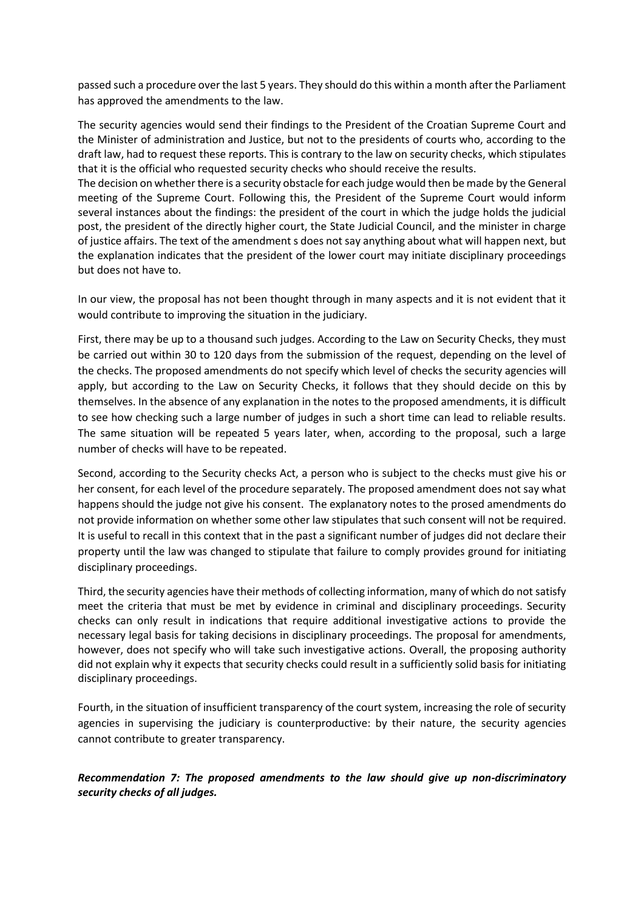passed such a procedure over the last 5 years. They should do this within a month after the Parliament has approved the amendments to the law.

The security agencies would send their findings to the President of the Croatian Supreme Court and the Minister of administration and Justice, but not to the presidents of courts who, according to the draft law, had to request these reports. This is contrary to the law on security checks, which stipulates that it is the official who requested security checks who should receive the results.

The decision on whether there is a security obstacle for each judge would then be made by the General meeting of the Supreme Court. Following this, the President of the Supreme Court would inform several instances about the findings: the president of the court in which the judge holds the judicial post, the president of the directly higher court, the State Judicial Council, and the minister in charge of justice affairs. The text of the amendment s does not say anything about what will happen next, but the explanation indicates that the president of the lower court may initiate disciplinary proceedings but does not have to.

In our view, the proposal has not been thought through in many aspects and it is not evident that it would contribute to improving the situation in the judiciary.

First, there may be up to a thousand such judges. According to the Law on Security Checks, they must be carried out within 30 to 120 days from the submission of the request, depending on the level of the checks. The proposed amendments do not specify which level of checks the security agencies will apply, but according to the Law on Security Checks, it follows that they should decide on this by themselves. In the absence of any explanation in the notes to the proposed amendments, it is difficult to see how checking such a large number of judges in such a short time can lead to reliable results. The same situation will be repeated 5 years later, when, according to the proposal, such a large number of checks will have to be repeated.

Second, according to the Security checks Act, a person who is subject to the checks must give his or her consent, for each level of the procedure separately. The proposed amendment does not say what happens should the judge not give his consent. The explanatory notes to the prosed amendments do not provide information on whether some other law stipulates that such consent will not be required. It is useful to recall in this context that in the past a significant number of judges did not declare their property until the law was changed to stipulate that failure to comply provides ground for initiating disciplinary proceedings.

Third, the security agencies have their methods of collecting information, many of which do not satisfy meet the criteria that must be met by evidence in criminal and disciplinary proceedings. Security checks can only result in indications that require additional investigative actions to provide the necessary legal basis for taking decisions in disciplinary proceedings. The proposal for amendments, however, does not specify who will take such investigative actions. Overall, the proposing authority did not explain why it expects that security checks could result in a sufficiently solid basis for initiating disciplinary proceedings.

Fourth, in the situation of insufficient transparency of the court system, increasing the role of security agencies in supervising the judiciary is counterproductive: by their nature, the security agencies cannot contribute to greater transparency.

***Recommendation 7: The proposed amendments to the law should give up non-discriminatory security checks of all judges.***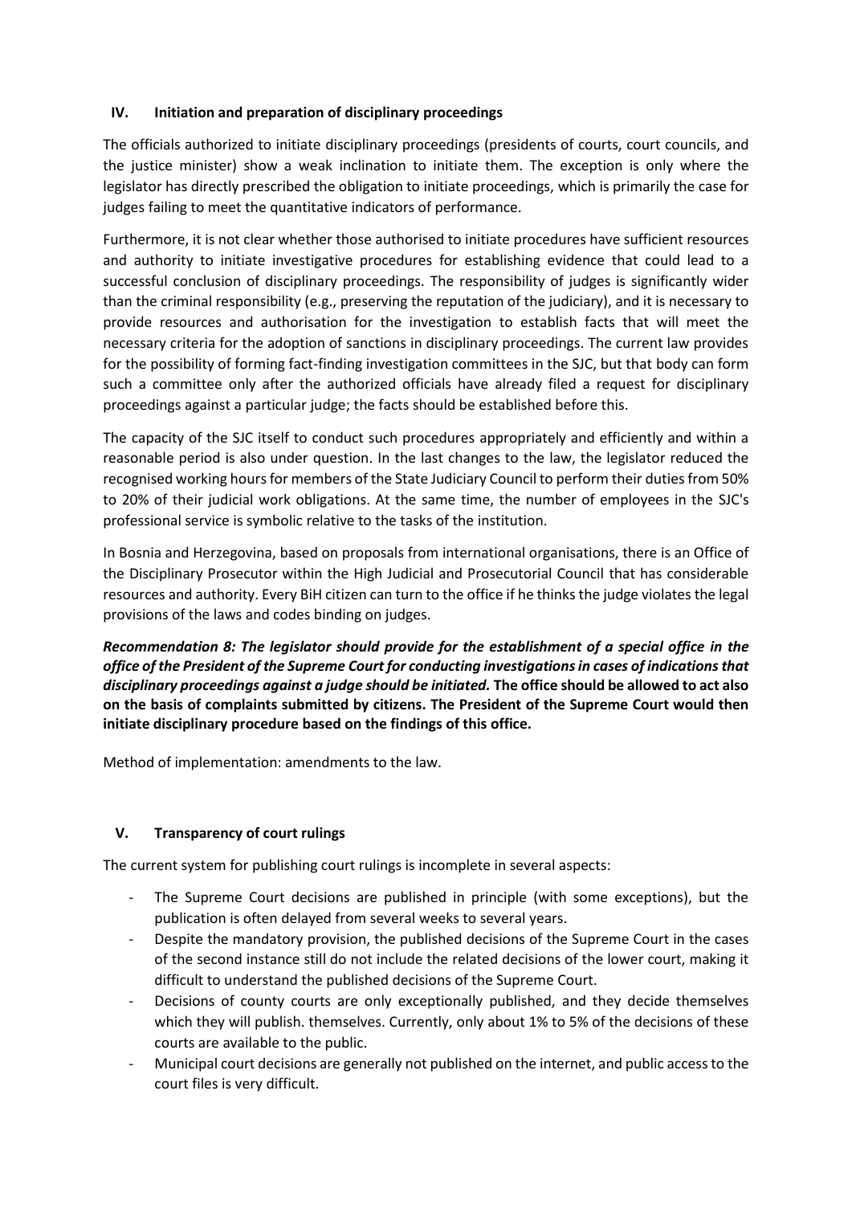## IV. Initiation and preparation of disciplinary proceedings

The officials authorized to initiate disciplinary proceedings (presidents of courts, court councils, and the justice minister) show a weak inclination to initiate them. The exception is only where the legislator has directly prescribed the obligation to initiate proceedings, which is primarily the case for judges failing to meet the quantitative indicators of performance.

Furthermore, it is not clear whether those authorised to initiate procedures have sufficient resources and authority to initiate investigative procedures for establishing evidence that could lead to a successful conclusion of disciplinary proceedings. The responsibility of judges is significantly wider than the criminal responsibility (e.g., preserving the reputation of the judiciary), and it is necessary to provide resources and authorisation for the investigation to establish facts that will meet the necessary criteria for the adoption of sanctions in disciplinary proceedings. The current law provides for the possibility of forming fact-finding investigation committees in the SJC, but that body can form such a committee only after the authorized officials have already filed a request for disciplinary proceedings against a particular judge; the facts should be established before this.

The capacity of the SJC itself to conduct such procedures appropriately and efficiently and within a reasonable period is also under question. In the last changes to the law, the legislator reduced the recognised working hours for members of the State Judiciary Council to perform their duties from 50% to 20% of their judicial work obligations. At the same time, the number of employees in the SJC's professional service is symbolic relative to the tasks of the institution.

In Bosnia and Herzegovina, based on proposals from international organisations, there is an Office of the Disciplinary Prosecutor within the High Judicial and Prosecutorial Council that has considerable resources and authority. Every BiH citizen can turn to the office if he thinks the judge violates the legal provisions of the laws and codes binding on judges.

***Recommendation 8: The legislator should provide for the establishment of a special office in the office of the President of the Supreme Court for conducting investigations in cases of indications that disciplinary proceedings against a judge should be initiated.*** **The office should be allowed to act also on the basis of complaints submitted by citizens. The President of the Supreme Court would then initiate disciplinary procedure based on the findings of this office.**

Method of implementation: amendments to the law.

## V. Transparency of court rulings

The current system for publishing court rulings is incomplete in several aspects:

- The Supreme Court decisions are published in principle (with some exceptions), but the publication is often delayed from several weeks to several years.
- Despite the mandatory provision, the published decisions of the Supreme Court in the cases of the second instance still do not include the related decisions of the lower court, making it difficult to understand the published decisions of the Supreme Court.
- Decisions of county courts are only exceptionally published, and they decide themselves which they will publish. themselves. Currently, only about 1% to 5% of the decisions of these courts are available to the public.
- Municipal court decisions are generally not published on the internet, and public access to the court files is very difficult.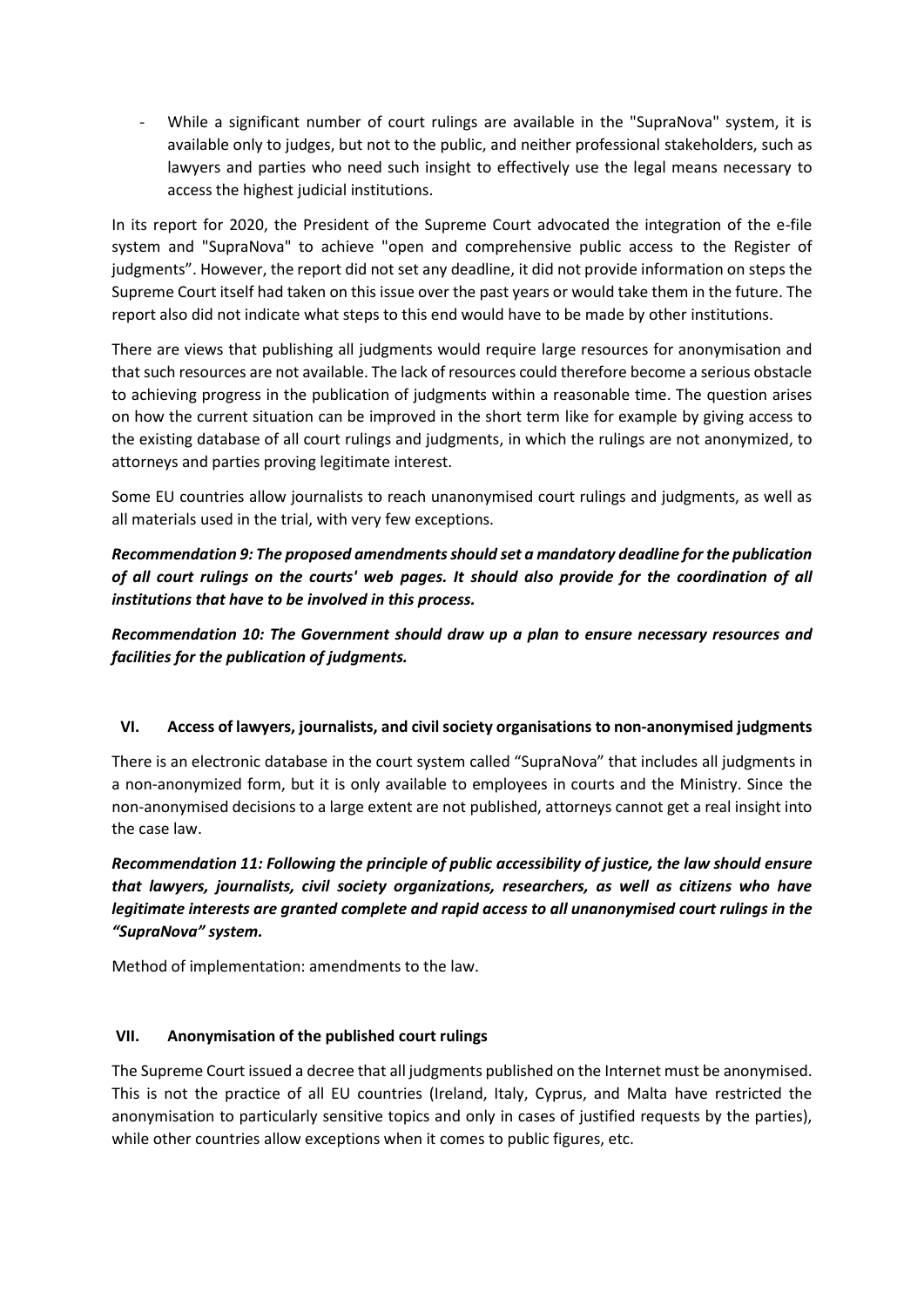- While a significant number of court rulings are available in the "SupraNova" system, it is available only to judges, but not to the public, and neither professional stakeholders, such as lawyers and parties who need such insight to effectively use the legal means necessary to access the highest judicial institutions.

In its report for 2020, the President of the Supreme Court advocated the integration of the e-file system and "SupraNova" to achieve "open and comprehensive public access to the Register of judgments". However, the report did not set any deadline, it did not provide information on steps the Supreme Court itself had taken on this issue over the past years or would take them in the future. The report also did not indicate what steps to this end would have to be made by other institutions.

There are views that publishing all judgments would require large resources for anonymisation and that such resources are not available. The lack of resources could therefore become a serious obstacle to achieving progress in the publication of judgments within a reasonable time. The question arises on how the current situation can be improved in the short term like for example by giving access to the existing database of all court rulings and judgments, in which the rulings are not anonymized, to attorneys and parties proving legitimate interest.

Some EU countries allow journalists to reach unanonymised court rulings and judgments, as well as all materials used in the trial, with very few exceptions.

***Recommendation 9: The proposed amendments should set a mandatory deadline for the publication of all court rulings on the courts' web pages. It should also provide for the coordination of all institutions that have to be involved in this process.***

***Recommendation 10: The Government should draw up a plan to ensure necessary resources and facilities for the publication of judgments.***

## VI. Access of lawyers, journalists, and civil society organisations to non-anonymised judgments

There is an electronic database in the court system called "SupraNova" that includes all judgments in a non-anonymized form, but it is only available to employees in courts and the Ministry. Since the non-anonymised decisions to a large extent are not published, attorneys cannot get a real insight into the case law.

***Recommendation 11: Following the principle of public accessibility of justice, the law should ensure that lawyers, journalists, civil society organizations, researchers, as well as citizens who have legitimate interests are granted complete and rapid access to all unanonymised court rulings in the "SupraNova" system.***

Method of implementation: amendments to the law.

## VII. Anonymisation of the published court rulings

The Supreme Court issued a decree that all judgments published on the Internet must be anonymised. This is not the practice of all EU countries (Ireland, Italy, Cyprus, and Malta have restricted the anonymisation to particularly sensitive topics and only in cases of justified requests by the parties), while other countries allow exceptions when it comes to public figures, etc.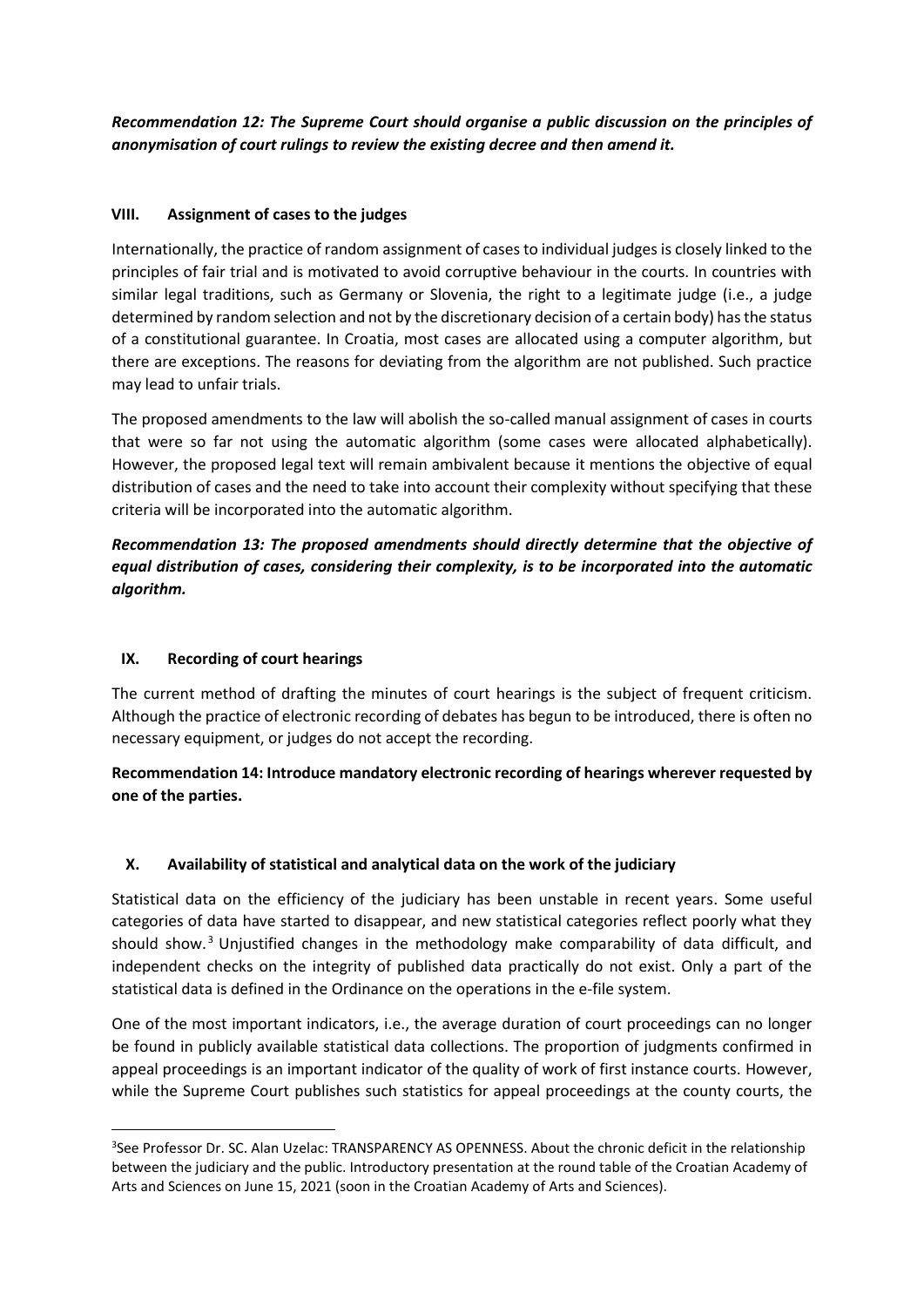*Recommendation 12: The Supreme Court should organise a public discussion on the principles of anonymisation of court rulings to review the existing decree and then amend it.*

## VIII. Assignment of cases to the judges

Internationally, the practice of random assignment of cases to individual judges is closely linked to the principles of fair trial and is motivated to avoid corruptive behaviour in the courts. In countries with similar legal traditions, such as Germany or Slovenia, the right to a legitimate judge (i.e., a judge determined by random selection and not by the discretionary decision of a certain body) has the status of a constitutional guarantee. In Croatia, most cases are allocated using a computer algorithm, but there are exceptions. The reasons for deviating from the algorithm are not published. Such practice may lead to unfair trials.

The proposed amendments to the law will abolish the so-called manual assignment of cases in courts that were so far not using the automatic algorithm (some cases were allocated alphabetically). However, the proposed legal text will remain ambivalent because it mentions the objective of equal distribution of cases and the need to take into account their complexity without specifying that these criteria will be incorporated into the automatic algorithm.

***Recommendation 13: The proposed amendments should directly determine that the objective of equal distribution of cases, considering their complexity, is to be incorporated into the automatic algorithm.***

## IX. Recording of court hearings

The current method of drafting the minutes of court hearings is the subject of frequent criticism. Although the practice of electronic recording of debates has begun to be introduced, there is often no necessary equipment, or judges do not accept the recording.

**Recommendation 14: Introduce mandatory electronic recording of hearings wherever requested by one of the parties.**

## X. Availability of statistical and analytical data on the work of the judiciary

Statistical data on the efficiency of the judiciary has been unstable in recent years. Some useful categories of data have started to disappear, and new statistical categories reflect poorly what they should show.[3] Unjustified changes in the methodology make comparability of data difficult, and independent checks on the integrity of published data practically do not exist. Only a part of the statistical data is defined in the Ordinance on the operations in the e-file system.

One of the most important indicators, i.e., the average duration of court proceedings can no longer be found in publicly available statistical data collections. The proportion of judgments confirmed in appeal proceedings is an important indicator of the quality of work of first instance courts. However, while the Supreme Court publishes such statistics for appeal proceedings at the county courts, the

[3]See Professor Dr. SC. Alan Uzelac: TRANSPARENCY AS OPENNESS. About the chronic deficit in the relationship between the judiciary and the public. Introductory presentation at the round table of the Croatian Academy of Arts and Sciences on June 15, 2021 (soon in the Croatian Academy of Arts and Sciences).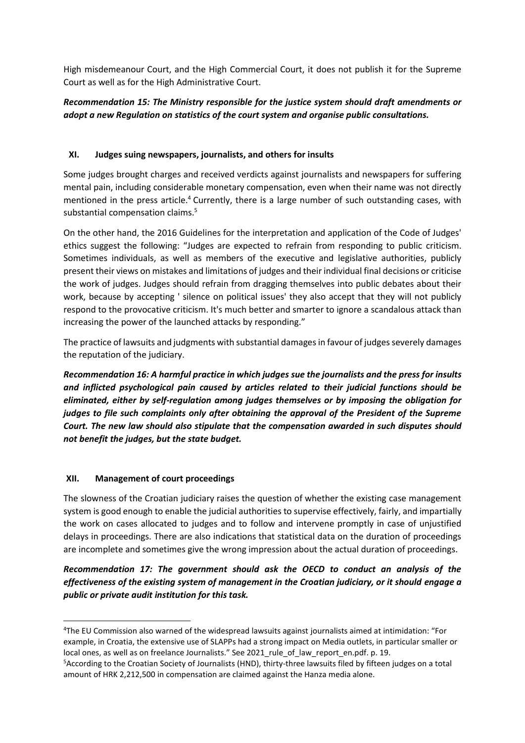High misdemeanour Court, and the High Commercial Court, it does not publish it for the Supreme Court as well as for the High Administrative Court.

***Recommendation 15: The Ministry responsible for the justice system should draft amendments or adopt a new Regulation on statistics of the court system and organise public consultations.***

## XI. Judges suing newspapers, journalists, and others for insults

Some judges brought charges and received verdicts against journalists and newspapers for suffering mental pain, including considerable monetary compensation, even when their name was not directly mentioned in the press article.[4] Currently, there is a large number of such outstanding cases, with substantial compensation claims.[5]

On the other hand, the 2016 Guidelines for the interpretation and application of the Code of Judges' ethics suggest the following: "Judges are expected to refrain from responding to public criticism. Sometimes individuals, as well as members of the executive and legislative authorities, publicly present their views on mistakes and limitations of judges and their individual final decisions or criticise the work of judges. Judges should refrain from dragging themselves into public debates about their work, because by accepting ' silence on political issues' they also accept that they will not publicly respond to the provocative criticism. It's much better and smarter to ignore a scandalous attack than increasing the power of the launched attacks by responding."

The practice of lawsuits and judgments with substantial damages in favour of judges severely damages the reputation of the judiciary.

***Recommendation 16: A harmful practice in which judges sue the journalists and the press for insults and inflicted psychological pain caused by articles related to their judicial functions should be eliminated, either by self-regulation among judges themselves or by imposing the obligation for judges to file such complaints only after obtaining the approval of the President of the Supreme Court. The new law should also stipulate that the compensation awarded in such disputes should not benefit the judges, but the state budget.***

## XII. Management of court proceedings

The slowness of the Croatian judiciary raises the question of whether the existing case management system is good enough to enable the judicial authorities to supervise effectively, fairly, and impartially the work on cases allocated to judges and to follow and intervene promptly in case of unjustified delays in proceedings. There are also indications that statistical data on the duration of proceedings are incomplete and sometimes give the wrong impression about the actual duration of proceedings.

***Recommendation 17: The government should ask the OECD to conduct an analysis of the effectiveness of the existing system of management in the Croatian judiciary, or it should engage a public or private audit institution for this task.***

---

[4] The EU Commission also warned of the widespread lawsuits against journalists aimed at intimidation: "For example, in Croatia, the extensive use of SLAPPs had a strong impact on Media outlets, in particular smaller or local ones, as well as on freelance Journalists." See 2021_rule_of_law_report_en.pdf. p. 19.

[5] According to the Croatian Society of Journalists (HND), thirty-three lawsuits filed by fifteen judges on a total amount of HRK 2,212,500 in compensation are claimed against the Hanza media alone.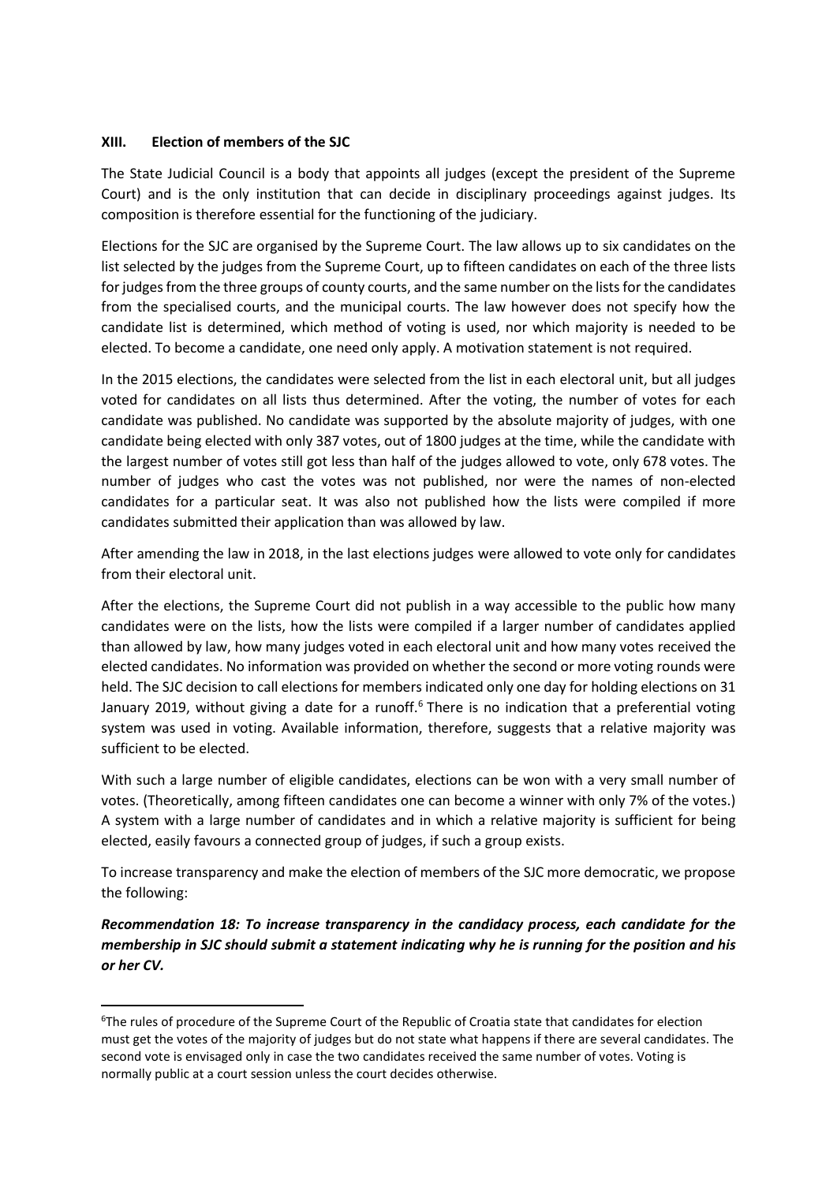## XIII. Election of members of the SJC

The State Judicial Council is a body that appoints all judges (except the president of the Supreme Court) and is the only institution that can decide in disciplinary proceedings against judges. Its composition is therefore essential for the functioning of the judiciary.

Elections for the SJC are organised by the Supreme Court. The law allows up to six candidates on the list selected by the judges from the Supreme Court, up to fifteen candidates on each of the three lists for judges from the three groups of county courts, and the same number on the lists for the candidates from the specialised courts, and the municipal courts. The law however does not specify how the candidate list is determined, which method of voting is used, nor which majority is needed to be elected. To become a candidate, one need only apply. A motivation statement is not required.

In the 2015 elections, the candidates were selected from the list in each electoral unit, but all judges voted for candidates on all lists thus determined. After the voting, the number of votes for each candidate was published. No candidate was supported by the absolute majority of judges, with one candidate being elected with only 387 votes, out of 1800 judges at the time, while the candidate with the largest number of votes still got less than half of the judges allowed to vote, only 678 votes. The number of judges who cast the votes was not published, nor were the names of non-elected candidates for a particular seat. It was also not published how the lists were compiled if more candidates submitted their application than was allowed by law.

After amending the law in 2018, in the last elections judges were allowed to vote only for candidates from their electoral unit.

After the elections, the Supreme Court did not publish in a way accessible to the public how many candidates were on the lists, how the lists were compiled if a larger number of candidates applied than allowed by law, how many judges voted in each electoral unit and how many votes received the elected candidates. No information was provided on whether the second or more voting rounds were held. The SJC decision to call elections for members indicated only one day for holding elections on 31 January 2019, without giving a date for a runoff.[6] There is no indication that a preferential voting system was used in voting. Available information, therefore, suggests that a relative majority was sufficient to be elected.

With such a large number of eligible candidates, elections can be won with a very small number of votes. (Theoretically, among fifteen candidates one can become a winner with only 7% of the votes.) A system with a large number of candidates and in which a relative majority is sufficient for being elected, easily favours a connected group of judges, if such a group exists.

To increase transparency and make the election of members of the SJC more democratic, we propose the following:

***Recommendation 18: To increase transparency in the candidacy process, each candidate for the membership in SJC should submit a statement indicating why he is running for the position and his or her CV.***

---

[6] The rules of procedure of the Supreme Court of the Republic of Croatia state that candidates for election must get the votes of the majority of judges but do not state what happens if there are several candidates. The second vote is envisaged only in case the two candidates received the same number of votes. Voting is normally public at a court session unless the court decides otherwise.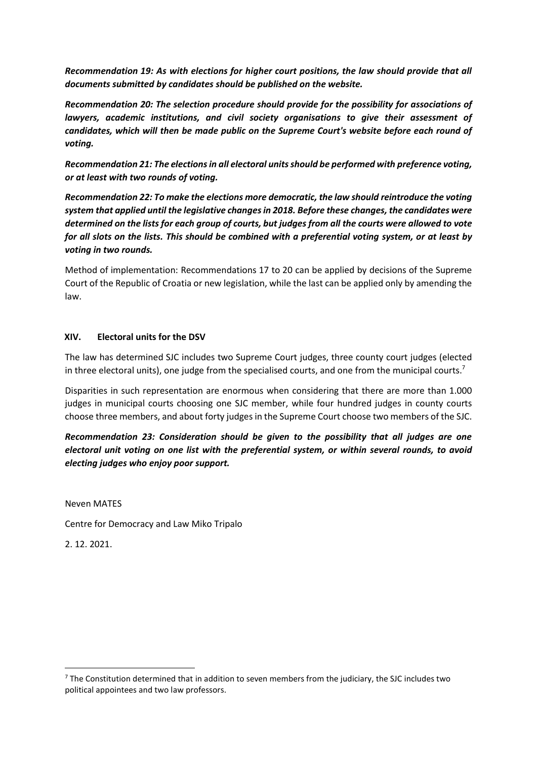***Recommendation 19: As with elections for higher court positions, the law should provide that all documents submitted by candidates should be published on the website.***

***Recommendation 20: The selection procedure should provide for the possibility for associations of lawyers, academic institutions, and civil society organisations to give their assessment of candidates, which will then be made public on the Supreme Court's website before each round of voting.***

***Recommendation 21: The elections in all electoral units should be performed with preference voting, or at least with two rounds of voting.***

***Recommendation 22: To make the elections more democratic, the law should reintroduce the voting system that applied until the legislative changes in 2018. Before these changes, the candidates were determined on the lists for each group of courts, but judges from all the courts were allowed to vote for all slots on the lists. This should be combined with a preferential voting system, or at least by voting in two rounds.***

Method of implementation: Recommendations 17 to 20 can be applied by decisions of the Supreme Court of the Republic of Croatia or new legislation, while the last can be applied only by amending the law.

## XIV. Electoral units for the DSV

The law has determined SJC includes two Supreme Court judges, three county court judges (elected in three electoral units), one judge from the specialised courts, and one from the municipal courts.[7]

Disparities in such representation are enormous when considering that there are more than 1.000 judges in municipal courts choosing one SJC member, while four hundred judges in county courts choose three members, and about forty judges in the Supreme Court choose two members of the SJC.

***Recommendation 23: Consideration should be given to the possibility that all judges are one electoral unit voting on one list with the preferential system, or within several rounds, to avoid electing judges who enjoy poor support.***

Neven MATES

Centre for Democracy and Law Miko Tripalo

2. 12. 2021.

---

[7] The Constitution determined that in addition to seven members from the judiciary, the SJC includes two political appointees and two law professors.